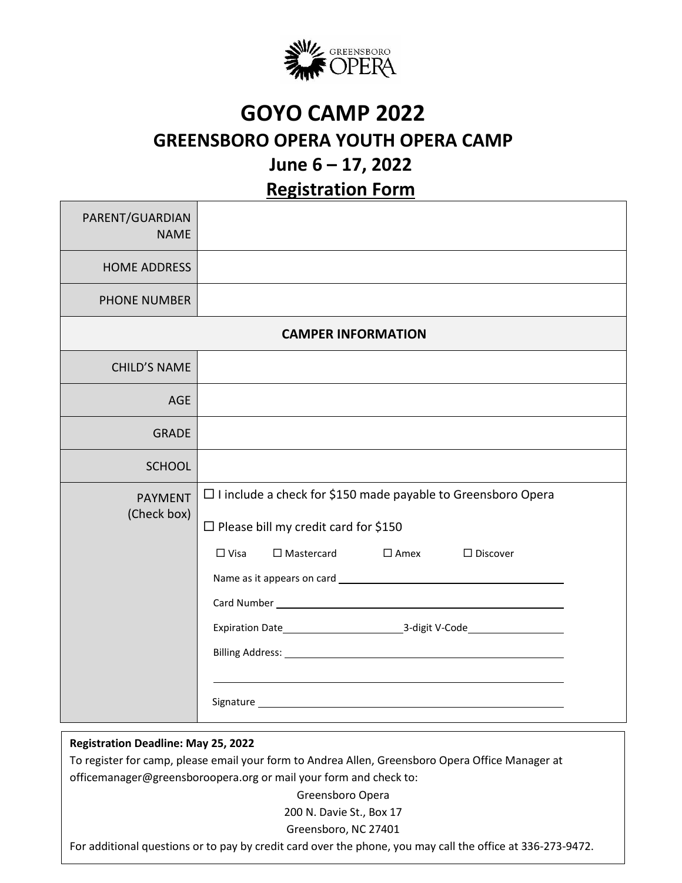GREENSBORO OPERA

# GOYO CAMP 2022

## GREENSBORO OPERA YOUTH OPERA CAMP

## June 6 – 17, 2022

## Registration Form

| | |
|---|---|
| PARENT/GUARDIAN NAME | |
| HOME ADDRESS | |
| PHONE NUMBER | |
| **CAMPER INFORMATION** | |
| CHILD'S NAME | |
| AGE | |
| GRADE | |
| SCHOOL | |
| PAYMENT (Check box) | ☐ I include a check for $150 made payable to Greensboro Opera<br><br>☐ Please bill my credit card for $150<br><br>☐ Visa ☐ Mastercard ☐ Amex ☐ Discover<br><br>Name as it appears on card \_\_\_\_\_\_\_\_\_\_\_\_\_\_\_\_\_\_\_\_<br><br>Card Number \_\_\_\_\_\_\_\_\_\_\_\_\_\_\_\_\_\_\_\_<br><br>Expiration Date\_\_\_\_\_\_\_\_\_\_ 3-digit V-Code\_\_\_\_\_\_\_\_\_\_<br><br>Billing Address: \_\_\_\_\_\_\_\_\_\_\_\_\_\_\_\_\_\_\_\_<br><br>\_\_\_\_\_\_\_\_\_\_\_\_\_\_\_\_\_\_\_\_<br><br>Signature \_\_\_\_\_\_\_\_\_\_\_\_\_\_\_\_\_\_\_\_ |

**Registration Deadline: May 25, 2022**

To register for camp, please email your form to Andrea Allen, Greensboro Opera Office Manager at officemanager@greensboroopera.org or mail your form and check to:

Greensboro Opera
200 N. Davie St., Box 17
Greensboro, NC 27401

For additional questions or to pay by credit card over the phone, you may call the office at 336-273-9472.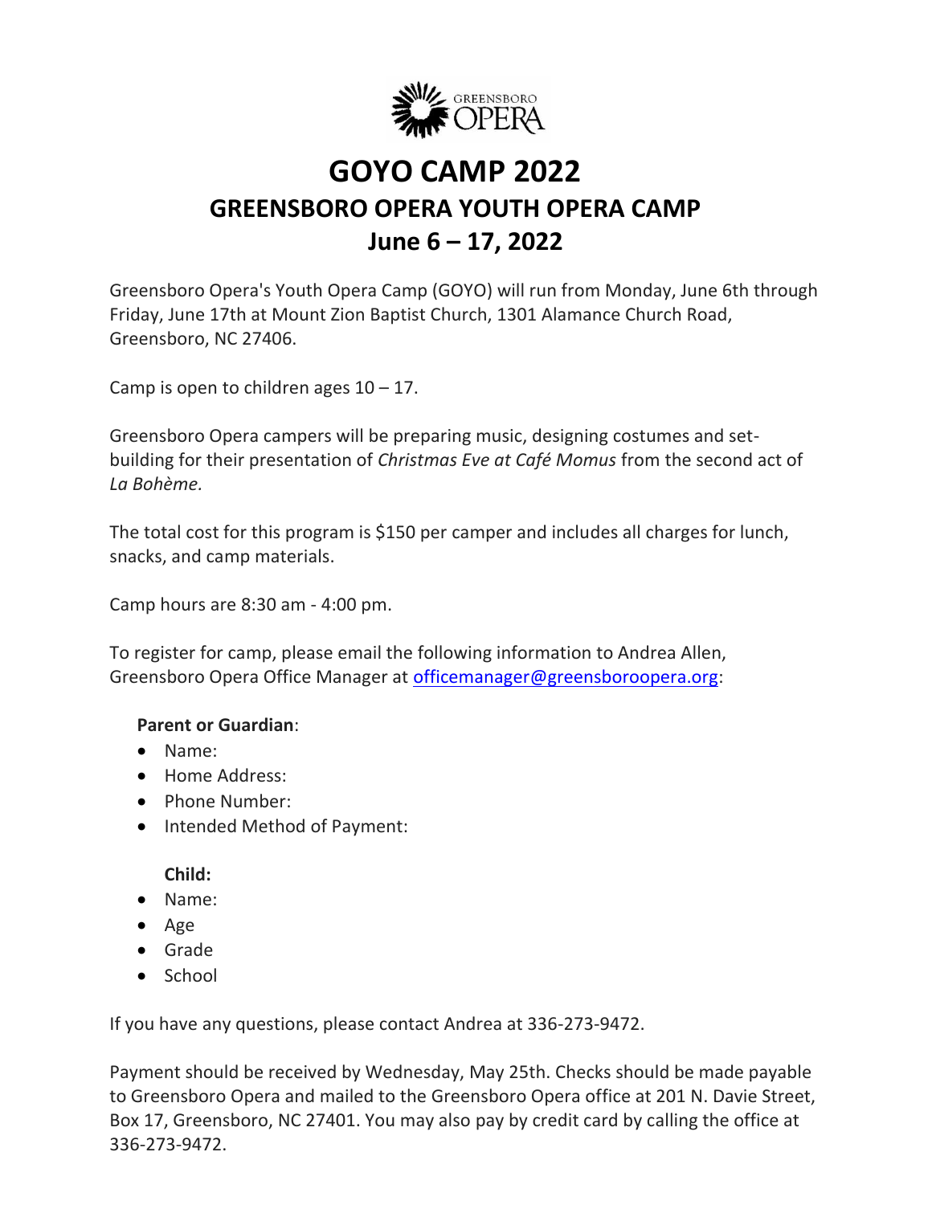GREENSBORO OPERA

# GOYO CAMP 2022

## GREENSBORO OPERA YOUTH OPERA CAMP

## June 6 – 17, 2022

Greensboro Opera's Youth Opera Camp (GOYO) will run from Monday, June 6th through Friday, June 17th at Mount Zion Baptist Church, 1301 Alamance Church Road, Greensboro, NC 27406.

Camp is open to children ages 10 – 17.

Greensboro Opera campers will be preparing music, designing costumes and set-building for their presentation of *Christmas Eve at Café Momus* from the second act of *La Bohème.*

The total cost for this program is $150 per camper and includes all charges for lunch, snacks, and camp materials.

Camp hours are 8:30 am - 4:00 pm.

To register for camp, please email the following information to Andrea Allen, Greensboro Opera Office Manager at officemanager@greensboroopera.org:

**Parent or Guardian**:

- Name:
- Home Address:
- Phone Number:
- Intended Method of Payment:

**Child:**

- Name:
- Age
- Grade
- School

If you have any questions, please contact Andrea at 336-273-9472.

Payment should be received by Wednesday, May 25th. Checks should be made payable to Greensboro Opera and mailed to the Greensboro Opera office at 201 N. Davie Street, Box 17, Greensboro, NC 27401. You may also pay by credit card by calling the office at 336-273-9472.